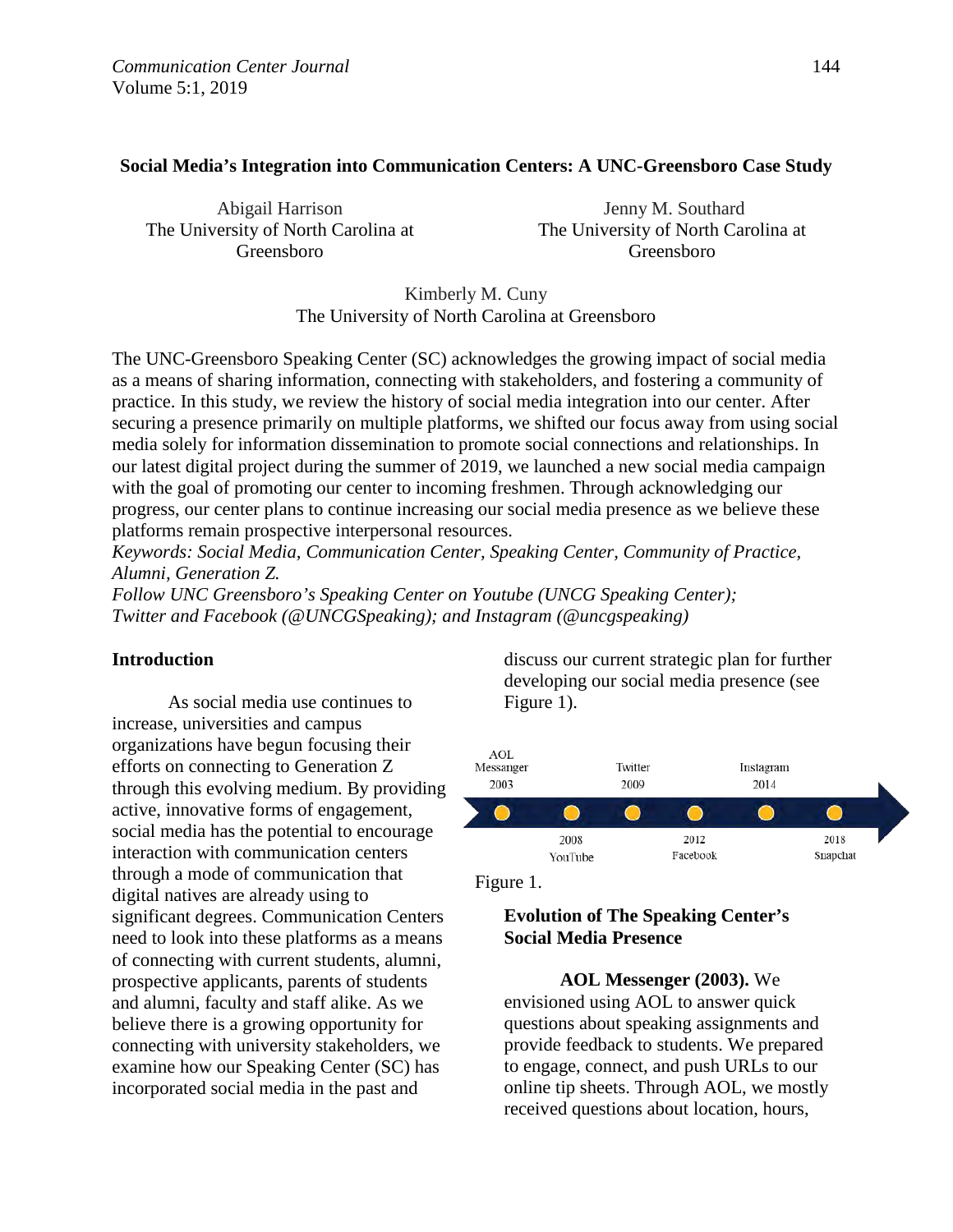# Social Media's Integration into Communication Centers: A UNC-Greensboro Case Study

Abigail Harrison
The University of North Carolina at Greensboro

Jenny M. Southard
The University of North Carolina at Greensboro

Kimberly M. Cuny
The University of North Carolina at Greensboro

The UNC-Greensboro Speaking Center (SC) acknowledges the growing impact of social media as a means of sharing information, connecting with stakeholders, and fostering a community of practice. In this study, we review the history of social media integration into our center. After securing a presence primarily on multiple platforms, we shifted our focus away from using social media solely for information dissemination to promote social connections and relationships. In our latest digital project during the summer of 2019, we launched a new social media campaign with the goal of promoting our center to incoming freshmen. Through acknowledging our progress, our center plans to continue increasing our social media presence as we believe these platforms remain prospective interpersonal resources.

*Keywords: Social Media, Communication Center, Speaking Center, Community of Practice, Alumni, Generation Z.*

*Follow UNC Greensboro's Speaking Center on Youtube (UNCG Speaking Center); Twitter and Facebook (@UNCGSpeaking); and Instagram (@uncgspeaking)*

## Introduction

As social media use continues to increase, universities and campus organizations have begun focusing their efforts on connecting to Generation Z through this evolving medium. By providing active, innovative forms of engagement, social media has the potential to encourage interaction with communication centers through a mode of communication that digital natives are already using to significant degrees. Communication Centers need to look into these platforms as a means of connecting with current students, alumni, prospective applicants, parents of students and alumni, faculty and staff alike. As we believe there is a growing opportunity for connecting with university stakeholders, we examine how our Speaking Center (SC) has incorporated social media in the past and discuss our current strategic plan for further developing our social media presence (see Figure 1).

AOL Messanger 2003 — 2008 YouTube — Twitter 2009 — 2012 Facebook — Instagram 2014 — 2018 Snapchat

Figure 1.

## Evolution of The Speaking Center's Social Media Presence

**AOL Messenger (2003).** We envisioned using AOL to answer quick questions about speaking assignments and provide feedback to students. We prepared to engage, connect, and push URLs to our online tip sheets. Through AOL, we mostly received questions about location, hours,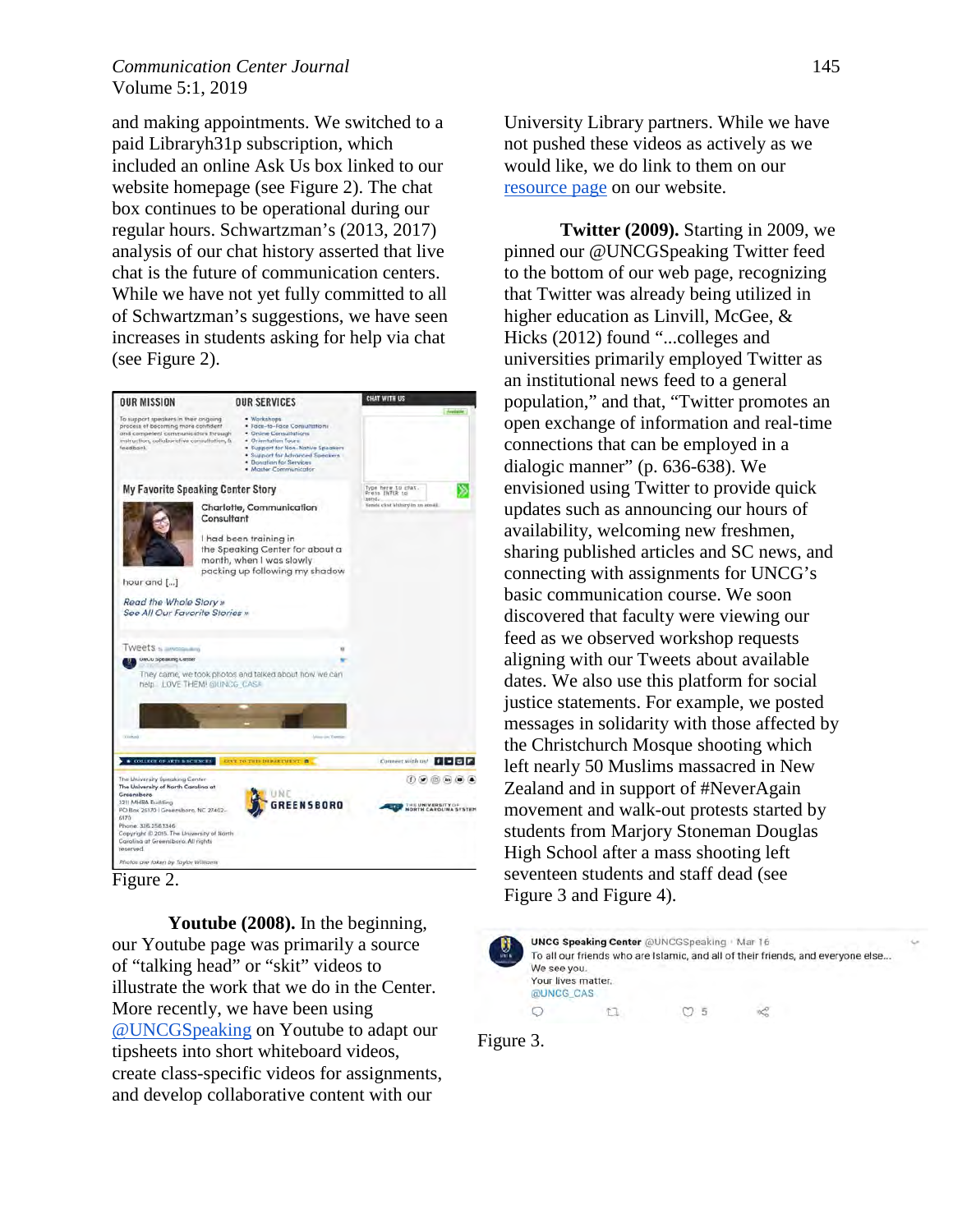and making appointments. We switched to a paid Libraryh31p subscription, which included an online Ask Us box linked to our website homepage (see Figure 2). The chat box continues to be operational during our regular hours. Schwartzman's (2013, 2017) analysis of our chat history asserted that live chat is the future of communication centers. While we have not yet fully committed to all of Schwartzman's suggestions, we have seen increases in students asking for help via chat (see Figure 2).

Figure 2.

**Youtube (2008).** In the beginning, our Youtube page was primarily a source of "talking head" or "skit" videos to illustrate the work that we do in the Center. More recently, we have been using @UNCGSpeaking on Youtube to adapt our tipsheets into short whiteboard videos, create class-specific videos for assignments, and develop collaborative content with our University Library partners. While we have not pushed these videos as actively as we would like, we do link to them on our resource page on our website.

**Twitter (2009).** Starting in 2009, we pinned our @UNCGSpeaking Twitter feed to the bottom of our web page, recognizing that Twitter was already being utilized in higher education as Linvill, McGee, & Hicks (2012) found "...colleges and universities primarily employed Twitter as an institutional news feed to a general population," and that, "Twitter promotes an open exchange of information and real-time connections that can be employed in a dialogic manner" (p. 636-638). We envisioned using Twitter to provide quick updates such as announcing our hours of availability, welcoming new freshmen, sharing published articles and SC news, and connecting with assignments for UNCG's basic communication course. We soon discovered that faculty were viewing our feed as we observed workshop requests aligning with our Tweets about available dates. We also use this platform for social justice statements. For example, we posted messages in solidarity with those affected by the Christchurch Mosque shooting which left nearly 50 Muslims massacred in New Zealand and in support of #NeverAgain movement and walk-out protests started by students from Marjory Stoneman Douglas High School after a mass shooting left seventeen students and staff dead (see Figure 3 and Figure 4).

Figure 3.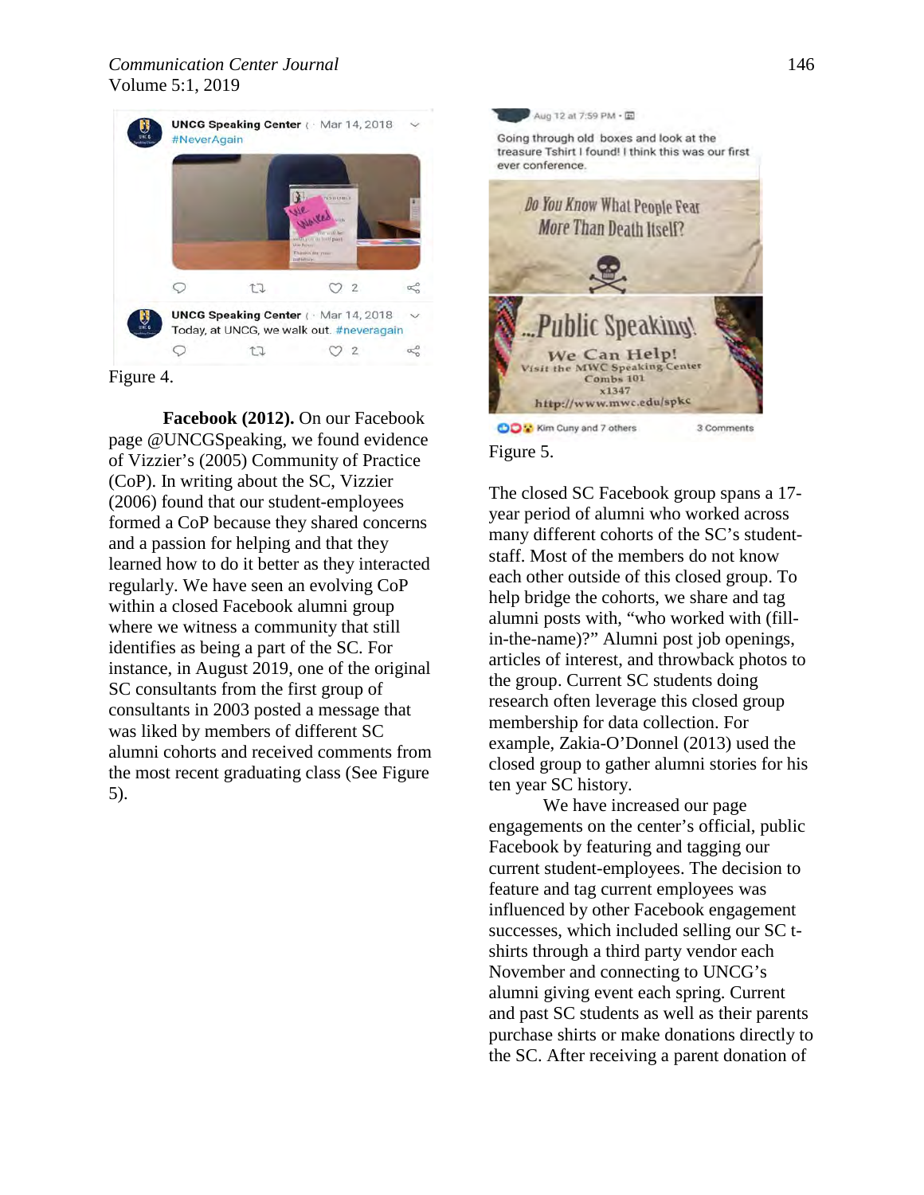Figure 4.

**Facebook (2012).** On our Facebook page @UNCGSpeaking, we found evidence of Vizzier's (2005) Community of Practice (CoP). In writing about the SC, Vizzier (2006) found that our student-employees formed a CoP because they shared concerns and a passion for helping and that they learned how to do it better as they interacted regularly. We have seen an evolving CoP within a closed Facebook alumni group where we witness a community that still identifies as being a part of the SC. For instance, in August 2019, one of the original SC consultants from the first group of consultants in 2003 posted a message that was liked by members of different SC alumni cohorts and received comments from the most recent graduating class (See Figure 5).

Figure 5.

The closed SC Facebook group spans a 17-year period of alumni who worked across many different cohorts of the SC's student-staff. Most of the members do not know each other outside of this closed group. To help bridge the cohorts, we share and tag alumni posts with, "who worked with (fill-in-the-name)?" Alumni post job openings, articles of interest, and throwback photos to the group. Current SC students doing research often leverage this closed group membership for data collection. For example, Zakia-O'Donnel (2013) used the closed group to gather alumni stories for his ten year SC history.

We have increased our page engagements on the center's official, public Facebook by featuring and tagging our current student-employees. The decision to feature and tag current employees was influenced by other Facebook engagement successes, which included selling our SC t-shirts through a third party vendor each November and connecting to UNCG's alumni giving event each spring. Current and past SC students as well as their parents purchase shirts or make donations directly to the SC. After receiving a parent donation of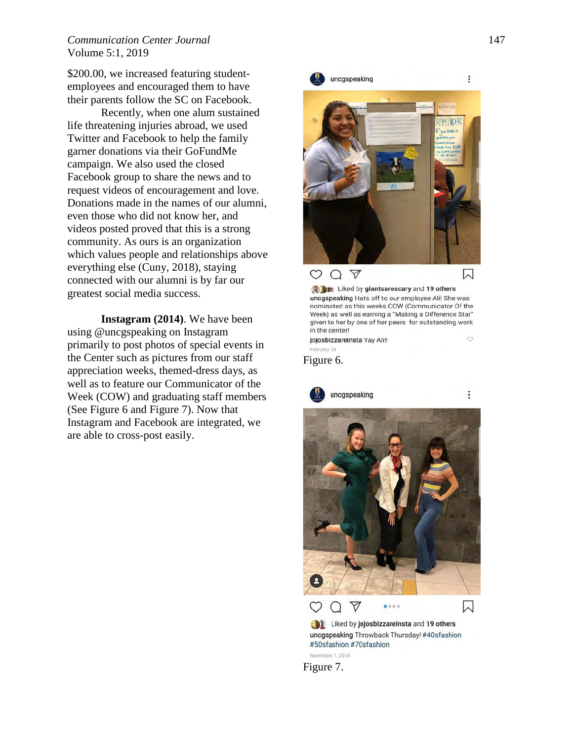$200.00, we increased featuring student-employees and encouraged them to have their parents follow the SC on Facebook.

Recently, when one alum sustained life threatening injuries abroad, we used Twitter and Facebook to help the family garner donations via their GoFundMe campaign. We also used the closed Facebook group to share the news and to request videos of encouragement and love. Donations made in the names of our alumni, even those who did not know her, and videos posted proved that this is a strong community. As ours is an organization which values people and relationships above everything else (Cuny, 2018), staying connected with our alumni is by far our greatest social media success.

**Instagram (2014)**. We have been using @uncgspeaking on Instagram primarily to post photos of special events in the Center such as pictures from our staff appreciation weeks, themed-dress days, as well as to feature our Communicator of the Week (COW) and graduating staff members (See Figure 6 and Figure 7). Now that Instagram and Facebook are integrated, we are able to cross-post easily.

Figure 6.

Figure 7.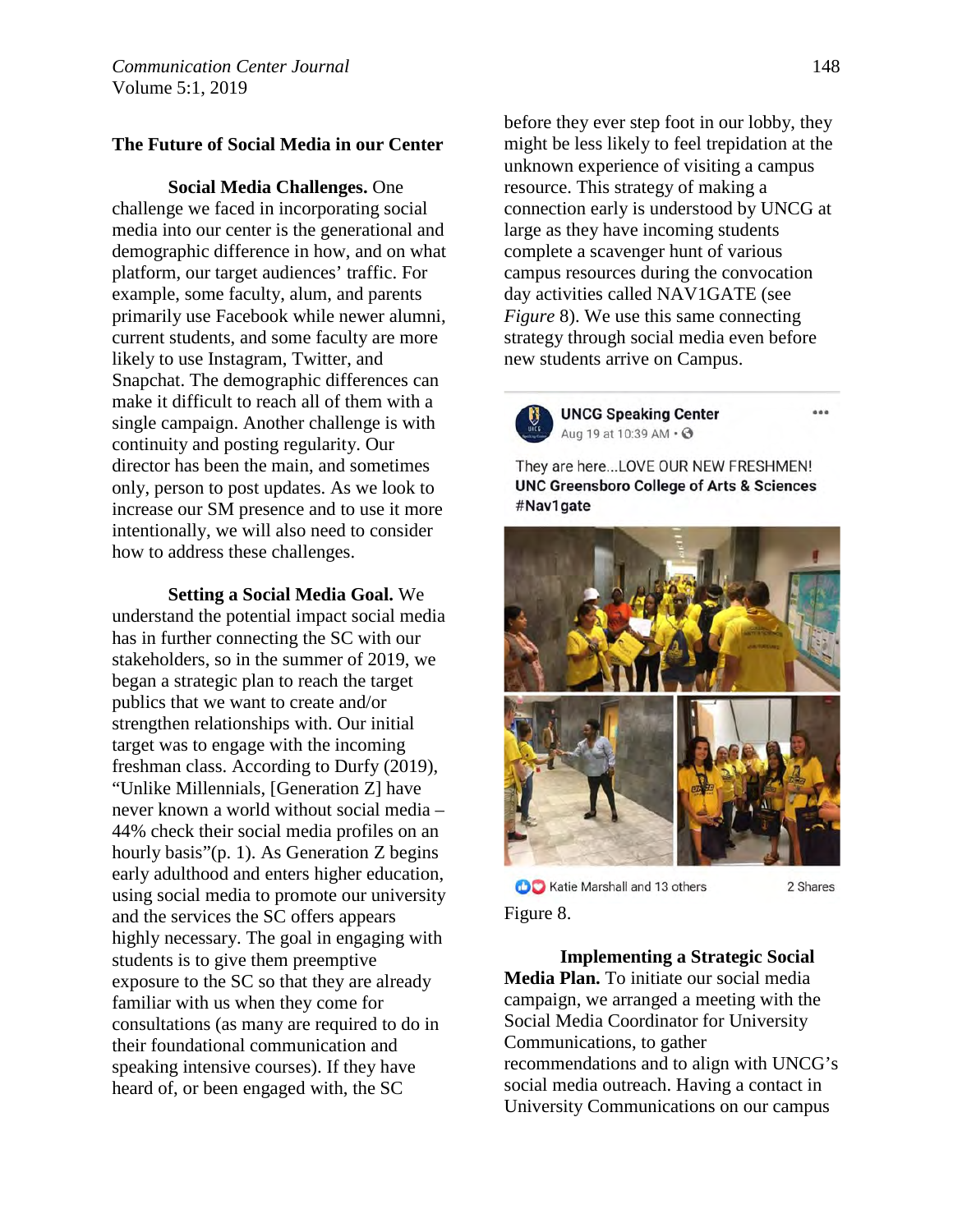## The Future of Social Media in our Center

**Social Media Challenges.** One challenge we faced in incorporating social media into our center is the generational and demographic difference in how, and on what platform, our target audiences' traffic. For example, some faculty, alum, and parents primarily use Facebook while newer alumni, current students, and some faculty are more likely to use Instagram, Twitter, and Snapchat. The demographic differences can make it difficult to reach all of them with a single campaign. Another challenge is with continuity and posting regularity. Our director has been the main, and sometimes only, person to post updates. As we look to increase our SM presence and to use it more intentionally, we will also need to consider how to address these challenges.

**Setting a Social Media Goal.** We understand the potential impact social media has in further connecting the SC with our stakeholders, so in the summer of 2019, we began a strategic plan to reach the target publics that we want to create and/or strengthen relationships with. Our initial target was to engage with the incoming freshman class. According to Durfy (2019), "Unlike Millennials, [Generation Z] have never known a world without social media – 44% check their social media profiles on an hourly basis"(p. 1). As Generation Z begins early adulthood and enters higher education, using social media to promote our university and the services the SC offers appears highly necessary. The goal in engaging with students is to give them preemptive exposure to the SC so that they are already familiar with us when they come for consultations (as many are required to do in their foundational communication and speaking intensive courses). If they have heard of, or been engaged with, the SC before they ever step foot in our lobby, they might be less likely to feel trepidation at the unknown experience of visiting a campus resource. This strategy of making a connection early is understood by UNCG at large as they have incoming students complete a scavenger hunt of various campus resources during the convocation day activities called NAV1GATE (see *Figure* 8). We use this same connecting strategy through social media even before new students arrive on Campus.

UNCG Speaking Center
Aug 19 at 10:39 AM

They are here...LOVE OUR NEW FRESHMEN!
**UNC Greensboro College of Arts & Sciences**
#Nav1gate

Katie Marshall and 13 others — 2 Shares

Figure 8.

**Implementing a Strategic Social Media Plan.** To initiate our social media campaign, we arranged a meeting with the Social Media Coordinator for University Communications, to gather recommendations and to align with UNCG's social media outreach. Having a contact in University Communications on our campus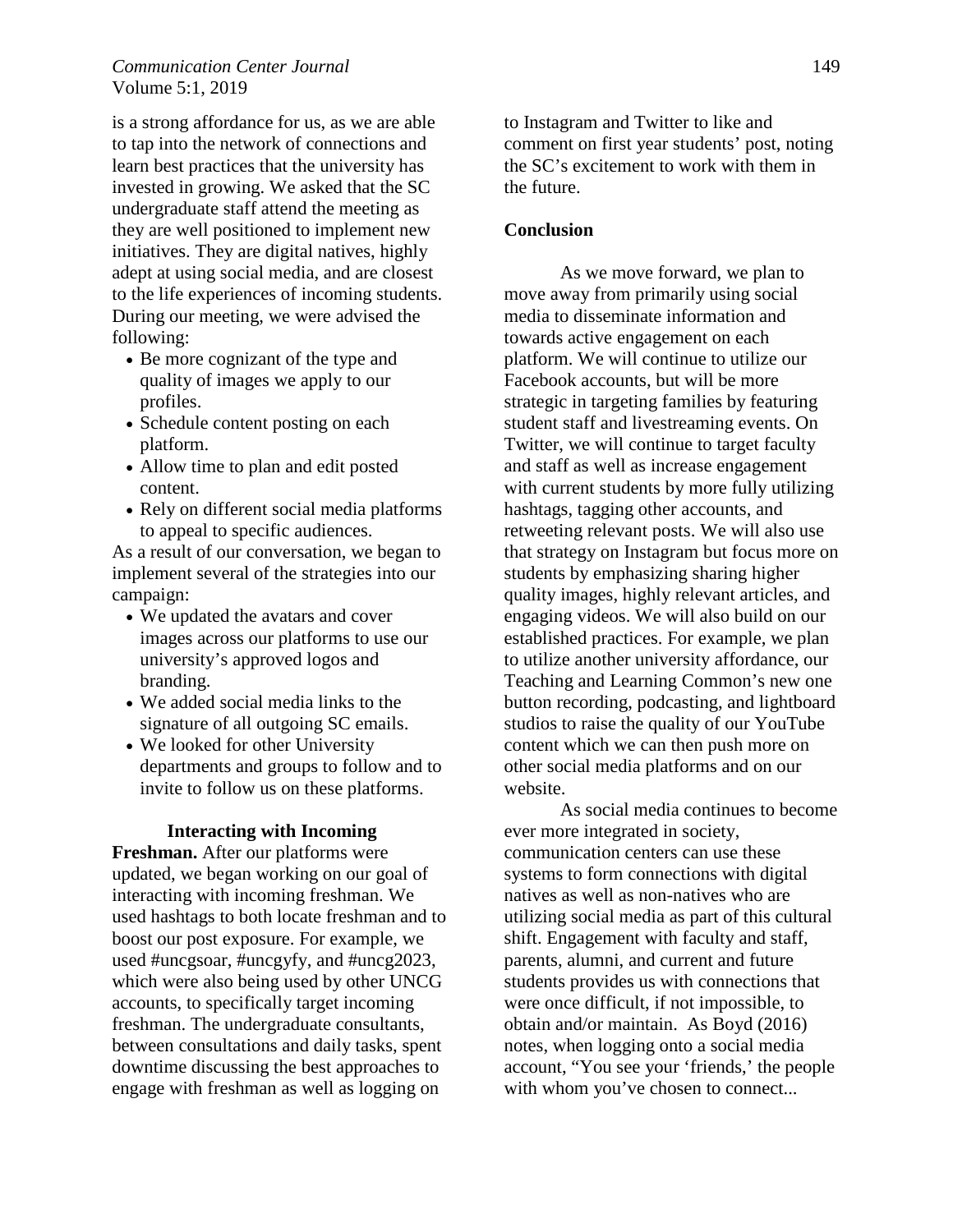is a strong affordance for us, as we are able to tap into the network of connections and learn best practices that the university has invested in growing. We asked that the SC undergraduate staff attend the meeting as they are well positioned to implement new initiatives. They are digital natives, highly adept at using social media, and are closest to the life experiences of incoming students. During our meeting, we were advised the following:

- Be more cognizant of the type and quality of images we apply to our profiles.
- Schedule content posting on each platform.
- Allow time to plan and edit posted content.
- Rely on different social media platforms to appeal to specific audiences.

As a result of our conversation, we began to implement several of the strategies into our campaign:

- We updated the avatars and cover images across our platforms to use our university's approved logos and branding.
- We added social media links to the signature of all outgoing SC emails.
- We looked for other University departments and groups to follow and to invite to follow us on these platforms.

**Interacting with Incoming Freshman.** After our platforms were updated, we began working on our goal of interacting with incoming freshman. We used hashtags to both locate freshman and to boost our post exposure. For example, we used #uncgsoar, #uncgyfy, and #uncg2023, which were also being used by other UNCG accounts, to specifically target incoming freshman. The undergraduate consultants, between consultations and daily tasks, spent downtime discussing the best approaches to engage with freshman as well as logging on to Instagram and Twitter to like and comment on first year students' post, noting the SC's excitement to work with them in the future.

## Conclusion

As we move forward, we plan to move away from primarily using social media to disseminate information and towards active engagement on each platform. We will continue to utilize our Facebook accounts, but will be more strategic in targeting families by featuring student staff and livestreaming events. On Twitter, we will continue to target faculty and staff as well as increase engagement with current students by more fully utilizing hashtags, tagging other accounts, and retweeting relevant posts. We will also use that strategy on Instagram but focus more on students by emphasizing sharing higher quality images, highly relevant articles, and engaging videos. We will also build on our established practices. For example, we plan to utilize another university affordance, our Teaching and Learning Common's new one button recording, podcasting, and lightboard studios to raise the quality of our YouTube content which we can then push more on other social media platforms and on our website.

As social media continues to become ever more integrated in society, communication centers can use these systems to form connections with digital natives as well as non-natives who are utilizing social media as part of this cultural shift. Engagement with faculty and staff, parents, alumni, and current and future students provides us with connections that were once difficult, if not impossible, to obtain and/or maintain. As Boyd (2016) notes, when logging onto a social media account, "You see your 'friends,' the people with whom you've chosen to connect...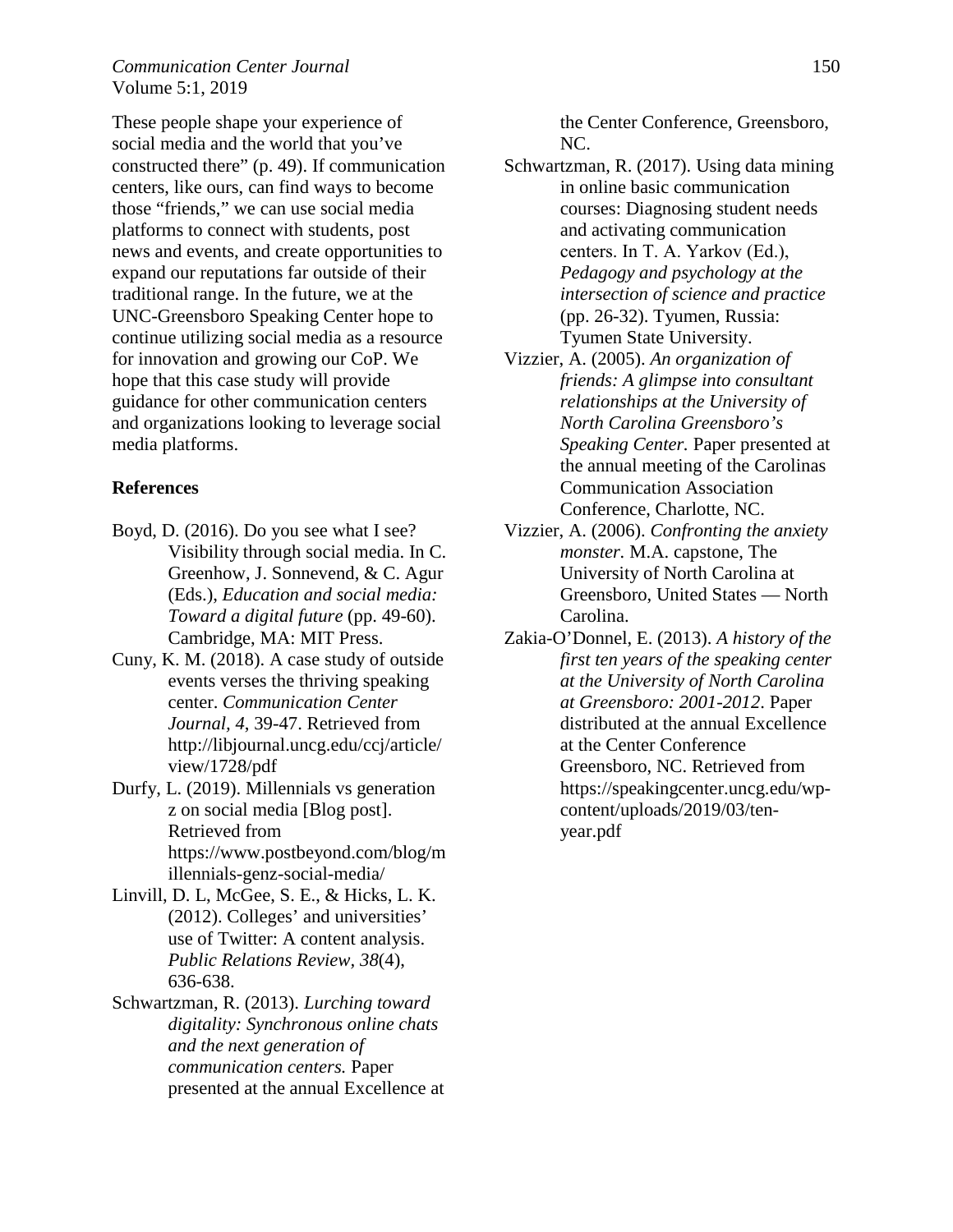These people shape your experience of social media and the world that you've constructed there" (p. 49). If communication centers, like ours, can find ways to become those "friends," we can use social media platforms to connect with students, post news and events, and create opportunities to expand our reputations far outside of their traditional range. In the future, we at the UNC-Greensboro Speaking Center hope to continue utilizing social media as a resource for innovation and growing our CoP. We hope that this case study will provide guidance for other communication centers and organizations looking to leverage social media platforms.

**References**

Boyd, D. (2016). Do you see what I see? Visibility through social media. In C. Greenhow, J. Sonnevend, & C. Agur (Eds.), *Education and social media: Toward a digital future* (pp. 49-60). Cambridge, MA: MIT Press.

Cuny, K. M. (2018). A case study of outside events verses the thriving speaking center. *Communication Center Journal, 4*, 39-47. Retrieved from http://libjournal.uncg.edu/ccj/article/view/1728/pdf

Durfy, L. (2019). Millennials vs generation z on social media [Blog post]. Retrieved from https://www.postbeyond.com/blog/millennials-genz-social-media/

Linvill, D. L, McGee, S. E., & Hicks, L. K. (2012). Colleges' and universities' use of Twitter: A content analysis. *Public Relations Review, 38*(4), 636-638.

Schwartzman, R. (2013). *Lurching toward digitality: Synchronous online chats and the next generation of communication centers.* Paper presented at the annual Excellence at the Center Conference, Greensboro, NC.

Schwartzman, R. (2017). Using data mining in online basic communication courses: Diagnosing student needs and activating communication centers. In T. A. Yarkov (Ed.), *Pedagogy and psychology at the intersection of science and practice* (pp. 26-32). Tyumen, Russia: Tyumen State University.

Vizzier, A. (2005). *An organization of friends: A glimpse into consultant relationships at the University of North Carolina Greensboro's Speaking Center.* Paper presented at the annual meeting of the Carolinas Communication Association Conference, Charlotte, NC.

Vizzier, A. (2006). *Confronting the anxiety monster.* M.A. capstone, The University of North Carolina at Greensboro, United States — North Carolina.

Zakia-O'Donnel, E. (2013). *A history of the first ten years of the speaking center at the University of North Carolina at Greensboro: 2001-2012*. Paper distributed at the annual Excellence at the Center Conference Greensboro, NC. Retrieved from https://speakingcenter.uncg.edu/wp-content/uploads/2019/03/ten-year.pdf